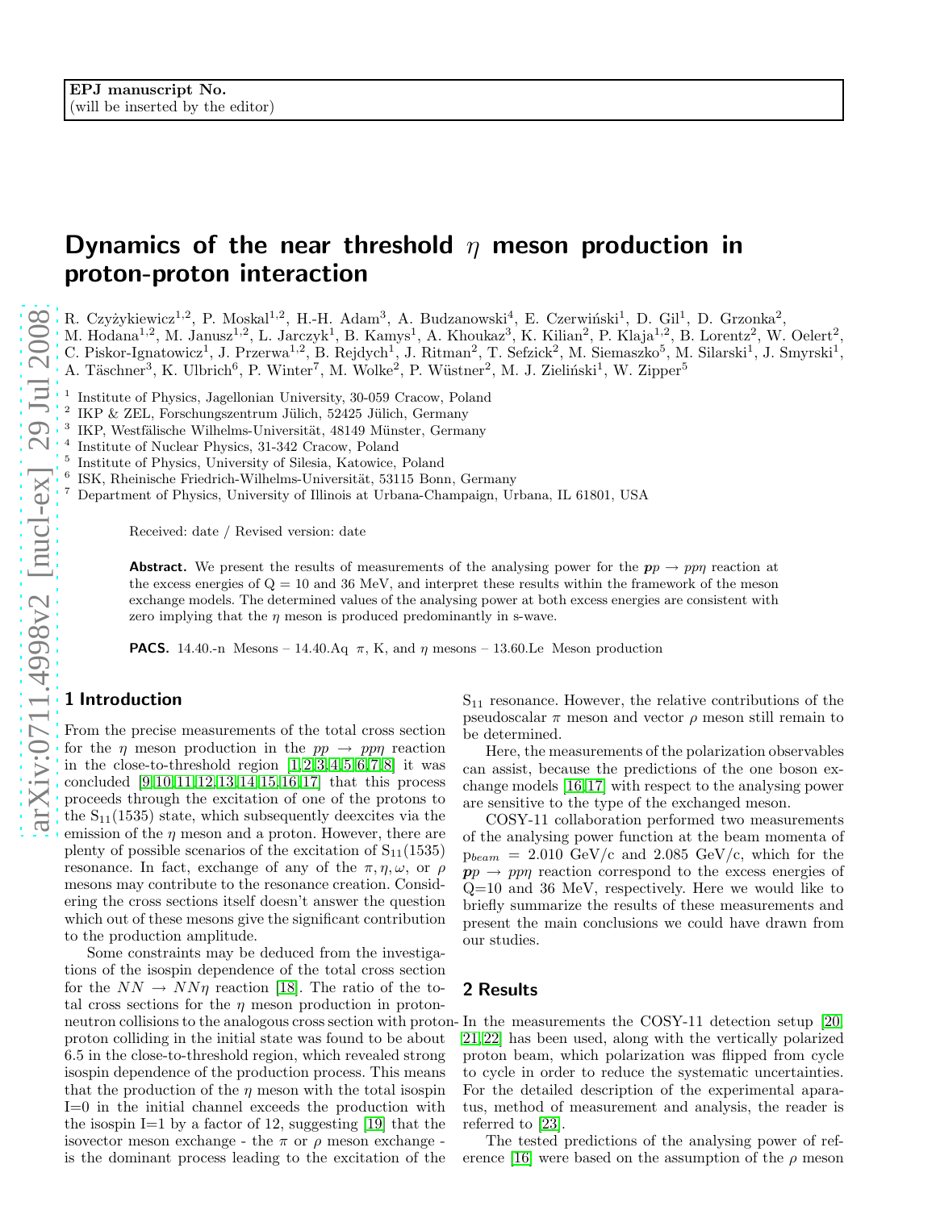EPJ manuscript No.
(will be inserted by the editor)

# Dynamics of the near threshold $\eta$ meson production in proton-proton interaction

R. Czyżykiewicz[1,2], P. Moskal[1,2], H.-H. Adam[3], A. Budzanowski[4], E. Czerwiński[1], D. Gil[1], D. Grzonka[2], M. Hodana[1,2], M. Janusz[1,2], L. Jarczyk[1], B. Kamys[1], A. Khoukaz[3], K. Kilian[2], P. Klaja[1,2], B. Lorentz[2], W. Oelert[2], C. Piskor-Ignatowicz[1], J. Przerwa[1,2], B. Rejdych[1], J. Ritman[2], T. Sefzick[2], M. Siemaszko[5], M. Silarski[1], J. Smyrski[1], A. Täschner[3], K. Ulbrich[6], P. Winter[7], M. Wolke[2], P. Wüstner[2], M. J. Zieliński[1], W. Zipper[5]

[1] Institute of Physics, Jagellonian University, 30-059 Cracow, Poland
[2] IKP & ZEL, Forschungszentrum Jülich, 52425 Jülich, Germany
[3] IKP, Westfälische Wilhelms-Universität, 48149 Münster, Germany
[4] Institute of Nuclear Physics, 31-342 Cracow, Poland
[5] Institute of Physics, University of Silesia, Katowice, Poland
[6] ISK, Rheinische Friedrich-Wilhelms-Universität, 53115 Bonn, Germany
[7] Department of Physics, University of Illinois at Urbana-Champaign, Urbana, IL 61801, USA

Received: date / Revised version: date

**Abstract.** We present the results of measurements of the analysing power for the $\vec{p}p \to pp\eta$ reaction at the excess energies of Q = 10 and 36 MeV, and interpret these results within the framework of the meson exchange models. The determined values of the analysing power at both excess energies are consistent with zero implying that the $\eta$ meson is produced predominantly in s-wave.

**PACS.** 14.40.-n Mesons – 14.40.Aq $\pi$, K, and $\eta$ mesons – 13.60.Le Meson production

## 1 Introduction

From the precise measurements of the total cross section for the $\eta$ meson production in the $pp \to pp\eta$ reaction in the close-to-threshold region [1,2,3,4,5,6,7,8] it was concluded [9,10,11,12,13,14,15,16,17] that this process proceeds through the excitation of one of the protons to the $S_{11}(1535)$ state, which subsequently deexcites via the emission of the $\eta$ meson and a proton. However, there are plenty of possible scenarios of the excitation of $S_{11}(1535)$ resonance. In fact, exchange of any of the $\pi, \eta, \omega$, or $\rho$ mesons may contribute to the resonance creation. Considering the cross sections itself doesn't answer the question which out of these mesons give the significant contribution to the production amplitude.

Some constraints may be deduced from the investigations of the isospin dependence of the total cross section for the $NN \to NN\eta$ reaction [18]. The ratio of the total cross sections for the $\eta$ meson production in proton-neutron collisions to the analogous cross section with proton-proton colliding in the initial state was found to be about 6.5 in the close-to-threshold region, which revealed strong isospin dependence of the production process. This means that the production of the $\eta$ meson with the total isospin I=0 in the initial channel exceeds the production with the isospin I=1 by a factor of 12, suggesting [19] that the isovector meson exchange - the $\pi$ or $\rho$ meson exchange - is the dominant process leading to the excitation of the $S_{11}$ resonance. However, the relative contributions of the pseudoscalar $\pi$ meson and vector $\rho$ meson still remain to be determined.

Here, the measurements of the polarization observables can assist, because the predictions of the one boson exchange models [16,17] with respect to the analysing power are sensitive to the type of the exchanged meson.

COSY-11 collaboration performed two measurements of the analysing power function at the beam momenta of $p_{beam}$ = 2.010 GeV/c and 2.085 GeV/c, which for the $\vec{p}p \to pp\eta$ reaction correspond to the excess energies of Q=10 and 36 MeV, respectively. Here we would like to briefly summarize the results of these measurements and present the main conclusions we could have drawn from our studies.

## 2 Results

In the measurements the COSY-11 detection setup [20,21,22] has been used, along with the vertically polarized proton beam, which polarization was flipped from cycle to cycle in order to reduce the systematic uncertainties. For the detailed description of the experimental aparatus, method of measurement and analysis, the reader is referred to [23].

The tested predictions of the analysing power of reference [16] were based on the assumption of the $\rho$ meson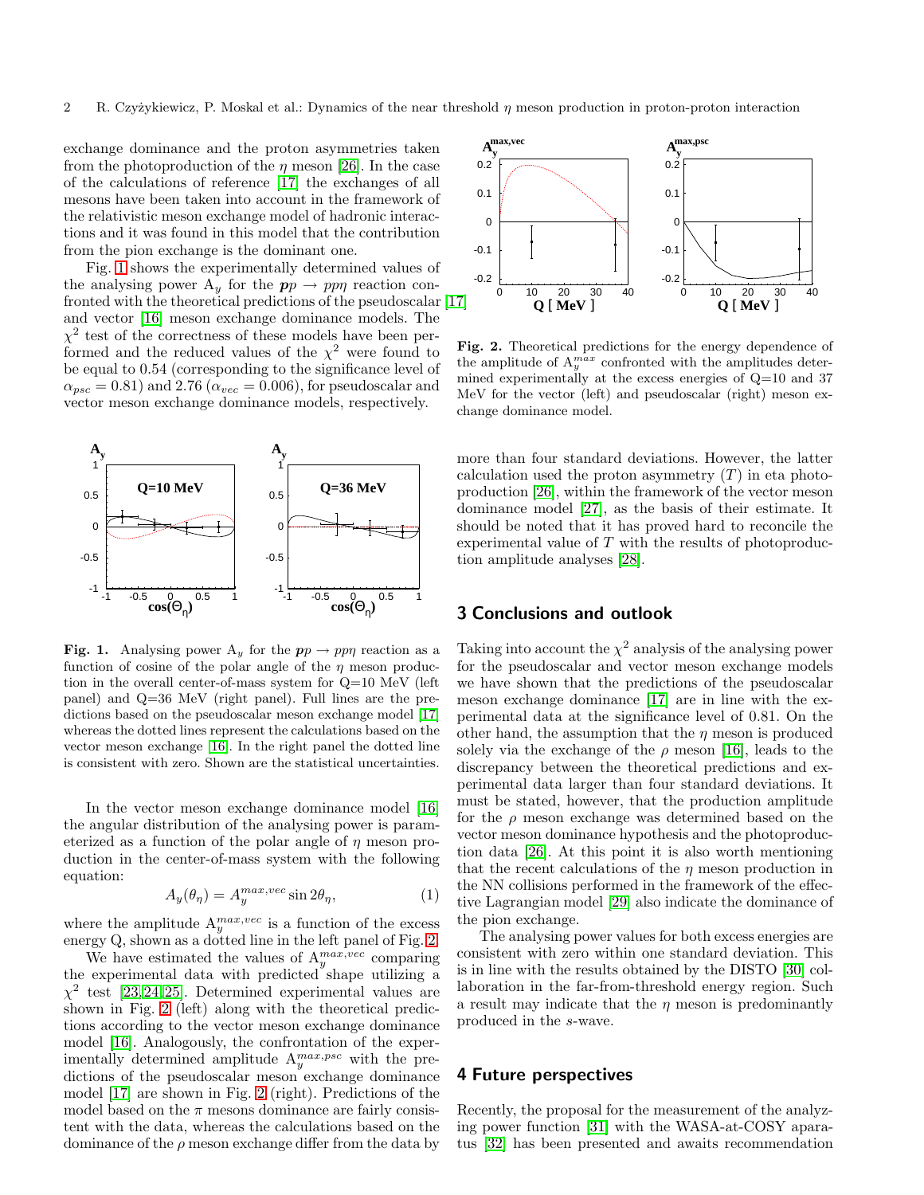exchange dominance and the proton asymmetries taken from the photoproduction of the $\eta$ meson [26]. In the case of the calculations of reference [17] the exchanges of all mesons have been taken into account in the framework of the relativistic meson exchange model of hadronic interactions and it was found in this model that the contribution from the pion exchange is the dominant one.

Fig. 1 shows the experimentally determined values of the analysing power $A_y$ for the $\boldsymbol{p}p \to pp\eta$ reaction confronted with the theoretical predictions of the pseudoscalar [17] and vector [16] meson exchange dominance models. The $\chi^2$ test of the correctness of these models have been performed and the reduced values of the $\chi^2$ were found to be equal to 0.54 (corresponding to the significance level of $\alpha_{psc} = 0.81$) and 2.76 ($\alpha_{vec} = 0.006$), for pseudoscalar and vector meson exchange dominance models, respectively.

**Fig. 1.** Analysing power $A_y$ for the $\boldsymbol{p}p \to pp\eta$ reaction as a function of cosine of the polar angle of the $\eta$ meson production in the overall center-of-mass system for Q=10 MeV (left panel) and Q=36 MeV (right panel). Full lines are the predictions based on the pseudoscalar meson exchange model [17] whereas the dotted lines represent the calculations based on the vector meson exchange [16]. In the right panel the dotted line is consistent with zero. Shown are the statistical uncertainties.

In the vector meson exchange dominance model [16] the angular distribution of the analysing power is parameterized as a function of the polar angle of $\eta$ meson production in the center-of-mass system with the following equation:

$$A_y(\theta_\eta) = A_y^{max,vec} \sin 2\theta_\eta, \tag{1}$$

where the amplitude $A_y^{max,vec}$ is a function of the excess energy Q, shown as a dotted line in the left panel of Fig. 2.

We have estimated the values of $A_y^{max,vec}$ comparing the experimental data with predicted shape utilizing a $\chi^2$ test [23,24,25]. Determined experimental values are shown in Fig. 2 (left) along with the theoretical predictions according to the vector meson exchange dominance model [16]. Analogously, the confrontation of the experimentally determined amplitude $A_y^{max,psc}$ with the predictions of the pseudoscalar meson exchange dominance model [17] are shown in Fig. 2 (right). Predictions of the model based on the $\pi$ mesons dominance are fairly consistent with the data, whereas the calculations based on the dominance of the $\rho$ meson exchange differ from the data by more than four standard deviations. However, the latter calculation used the proton asymmetry ($T$) in eta photoproduction [26], within the framework of the vector meson dominance model [27], as the basis of their estimate. It should be noted that it has proved hard to reconcile the experimental value of $T$ with the results of photoproduction amplitude analyses [28].

**Fig. 2.** Theoretical predictions for the energy dependence of the amplitude of $A_y^{max}$ confronted with the amplitudes determined experimentally at the excess energies of Q=10 and 37 MeV for the vector (left) and pseudoscalar (right) meson exchange dominance model.

## 3 Conclusions and outlook

Taking into account the $\chi^2$ analysis of the analysing power for the pseudoscalar and vector meson exchange models we have shown that the predictions of the pseudoscalar meson exchange dominance [17] are in line with the experimental data at the significance level of 0.81. On the other hand, the assumption that the $\eta$ meson is produced solely via the exchange of the $\rho$ meson [16], leads to the discrepancy between the theoretical predictions and experimental data larger than four standard deviations. It must be stated, however, that the production amplitude for the $\rho$ meson exchange was determined based on the vector meson dominance hypothesis and the photoproduction data [26]. At this point it is also worth mentioning that the recent calculations of the $\eta$ meson production in the NN collisions performed in the framework of the effective Lagrangian model [29] also indicate the dominance of the pion exchange.

The analysing power values for both excess energies are consistent with zero within one standard deviation. This is in line with the results obtained by the DISTO [30] collaboration in the far-from-threshold energy region. Such a result may indicate that the $\eta$ meson is predominantly produced in the $s$-wave.

## 4 Future perspectives

Recently, the proposal for the measurement of the analyzing power function [31] with the WASA-at-COSY aparatus [32] has been presented and awaits recommendation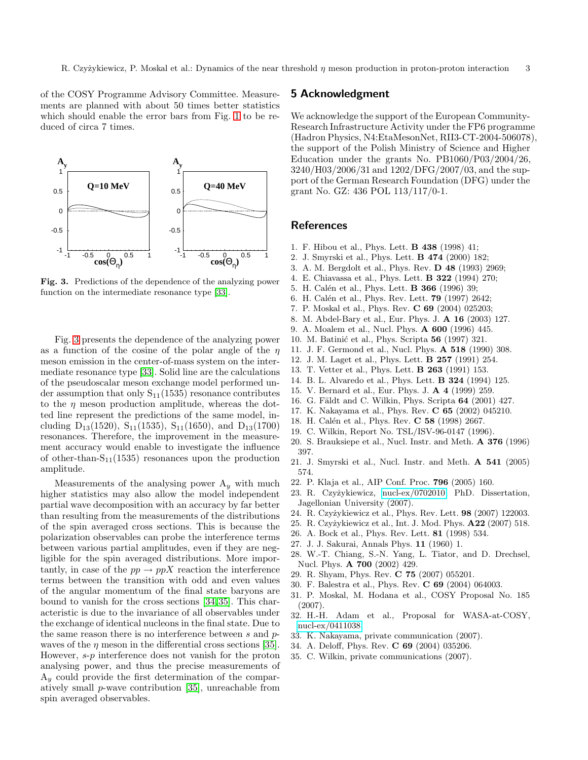of the COSY Programme Advisory Committee. Measurements are planned with about 50 times better statistics which should enable the error bars from Fig. 1 to be reduced of circa 7 times.

$A_y$

Q=10 MeV

1
0.5
0
-0.5
-1

-1 -0.5 0 0.5 1

$\cos(\Theta_\eta)$

$A_y$

Q=40 MeV

1
0.5
0
-0.5
-1

-1 -0.5 0 0.5 1

$\cos(\Theta_\eta)$

**Fig. 3.** Predictions of the dependence of the analyzing power function on the intermediate resonance type [33].

Fig. 3 presents the dependence of the analyzing power as a function of the cosine of the polar angle of the $\eta$ meson emission in the center-of-mass system on the intermediate resonance type [33]. Solid line are the calculations of the pseudoscalar meson exchange model performed under assumption that only $S_{11}(1535)$ resonance contributes to the $\eta$ meson production amplitude, whereas the dotted line represent the predictions of the same model, including $D_{13}(1520)$, $S_{11}(1535)$, $S_{11}(1650)$, and $D_{13}(1700)$ resonances. Therefore, the improvement in the measurement accuracy would enable to investigate the influence of other-than-$S_{11}(1535)$ resonances upon the production amplitude.

Measurements of the analysing power $A_y$ with much higher statistics may also allow the model independent partial wave decomposition with an accuracy by far better than resulting from the measurements of the distributions of the spin averaged cross sections. This is because the polarization observables can probe the interference terms between various partial amplitudes, even if they are negligible for the spin averaged distributions. More importantly, in case of the $pp \to ppX$ reaction the interference terms between the transition with odd and even values of the angular momentum of the final state baryons are bound to vanish for the cross sections [34,35]. This characteristic is due to the invariance of all observables under the exchange of identical nucleons in the final state. Due to the same reason there is no interference between *s* and *p*-waves of the $\eta$ meson in the differential cross sections [35]. However, *s*-*p* interference does not vanish for the proton analysing power, and thus the precise measurements of $A_y$ could provide the first determination of the comparatively small *p*-wave contribution [35], unreachable from spin averaged observables.

## 5 Acknowledgment

We acknowledge the support of the European Community-Research Infrastructure Activity under the FP6 programme (Hadron Physics, N4:EtaMesonNet, RII3-CT-2004-506078), the support of the Polish Ministry of Science and Higher Education under the grants No. PB1060/P03/2004/26, 3240/H03/2006/31 and 1202/DFG/2007/03, and the support of the German Research Foundation (DFG) under the grant No. GZ: 436 POL 113/117/0-1.

## References

1. F. Hibou et al., Phys. Lett. **B 438** (1998) 41;
2. J. Smyrski et al., Phys. Lett. **B 474** (2000) 182;
3. A. M. Bergdolt et al., Phys. Rev. **D 48** (1993) 2969;
4. E. Chiavassa et al., Phys. Lett. **B 322** (1994) 270;
5. H. Calén et al., Phys. Lett. **B 366** (1996) 39;
6. H. Calén et al., Phys. Rev. Lett. **79** (1997) 2642;
7. P. Moskal et al., Phys. Rev. **C 69** (2004) 025203;
8. M. Abdel-Bary et al., Eur. Phys. J. **A 16** (2003) 127.
9. A. Moalem et al., Nucl. Phys. **A 600** (1996) 445.
10. M. Batinić et al., Phys. Scripta **56** (1997) 321.
11. J. F. Germond et al., Nucl. Phys. **A 518** (1990) 308.
12. J. M. Laget et al., Phys. Lett. **B 257** (1991) 254.
13. T. Vetter et al., Phys. Lett. **B 263** (1991) 153.
14. B. L. Alvaredo et al., Phys. Lett. **B 324** (1994) 125.
15. V. Bernard et al., Eur. Phys. J. **A 4** (1999) 259.
16. G. Fäldt and C. Wilkin, Phys. Scripta **64** (2001) 427.
17. K. Nakayama et al., Phys. Rev. **C 65** (2002) 045210.
18. H. Calén et al., Phys. Rev. **C 58** (1998) 2667.
19. C. Wilkin, Report No. TSL/ISV-96-0147 (1996).
20. S. Brauksiepe et al., Nucl. Instr. and Meth. **A 376** (1996) 397.
21. J. Smyrski et al., Nucl. Instr. and Meth. **A 541** (2005) 574.
22. P. Klaja et al., AIP Conf. Proc. **796** (2005) 160.
23. R. Czyżykiewicz, nucl-ex/0702010, PhD. Dissertation, Jagellonian University (2007).
24. R. Czyżykiewicz et al., Phys. Rev. Lett. **98** (2007) 122003.
25. R. Czyżykiewicz et al., Int. J. Mod. Phys. **A22** (2007) 518.
26. A. Bock et al., Phys. Rev. Lett. **81** (1998) 534.
27. J. J. Sakurai, Annals Phys. **11** (1960) 1.
28. W.-T. Chiang, S.-N. Yang, L. Tiator, and D. Drechsel, Nucl. Phys. **A 700** (2002) 429.
29. R. Shyam, Phys. Rev. **C 75** (2007) 055201.
30. F. Balestra et al., Phys. Rev. **C 69** (2004) 064003.
31. P. Moskal, M. Hodana et al., COSY Proposal No. 185 (2007).
32. H.-H. Adam et al., Proposal for WASA-at-COSY, nucl-ex/0411038.
33. K. Nakayama, private communication (2007).
34. A. Deloff, Phys. Rev. **C 69** (2004) 035206.
35. C. Wilkin, private communications (2007).